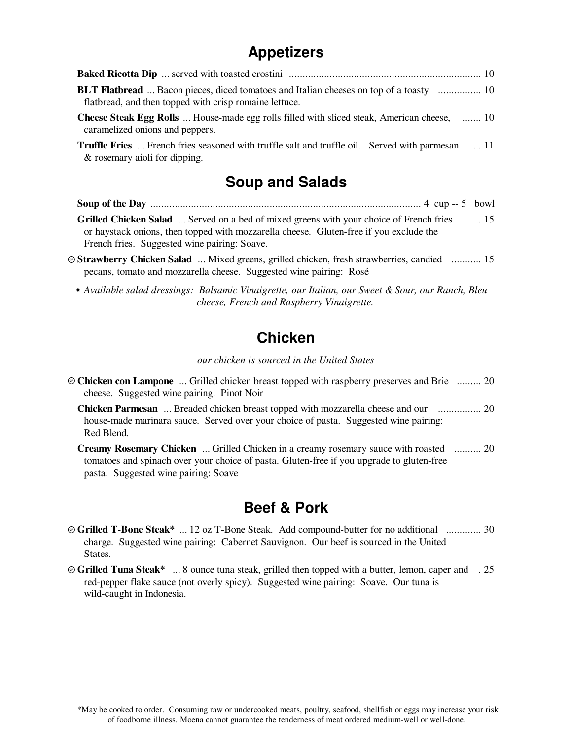## Appetizers

**Baked Ricotta Dip** ... served with toasted crostini ....................................................................... 10

**BLT Flatbread** ... Bacon pieces, diced tomatoes and Italian cheeses on top of a toasty flatbread, and then topped with crisp romaine lettuce. ................ 10

**Cheese Steak Egg Rolls** ... House-made egg rolls filled with sliced steak, American cheese, caramelized onions and peppers. ....... 10

**Truffle Fries** ... French fries seasoned with truffle salt and truffle oil. Served with parmesan & rosemary aioli for dipping. ... 11

## Soup and Salads

**Soup of the Day** .................................................................................................... 4 cup -- 5 bowl

**Grilled Chicken Salad** ... Served on a bed of mixed greens with your choice of French fries or haystack onions, then topped with mozzarella cheese. Gluten-free if you exclude the French fries. Suggested wine pairing: Soave. .. 15

(GF) **Strawberry Chicken Salad** ... Mixed greens, grilled chicken, fresh strawberries, candied pecans, tomato and mozzarella cheese. Suggested wine pairing: Rosé .......... 15

✦ *Available salad dressings: Balsamic Vinaigrette, our Italian, our Sweet & Sour, our Ranch, Bleu cheese, French and Raspberry Vinaigrette.*

## Chicken

*our chicken is sourced in the United States*

(GF) **Chicken con Lampone** ... Grilled chicken breast topped with raspberry preserves and Brie cheese. Suggested wine pairing: Pinot Noir ......... 20

**Chicken Parmesan** ... Breaded chicken breast topped with mozzarella cheese and our house-made marinara sauce. Served over your choice of pasta. Suggested wine pairing: Red Blend. ................ 20

**Creamy Rosemary Chicken** ... Grilled Chicken in a creamy rosemary sauce with roasted tomatoes and spinach over your choice of pasta. Gluten-free if you upgrade to gluten-free pasta. Suggested wine pairing: Soave .......... 20

## Beef & Pork

(GF) **Grilled T-Bone Steak*** ... 12 oz T-Bone Steak. Add compound-butter for no additional charge. Suggested wine pairing: Cabernet Sauvignon. Our beef is sourced in the United States. ............. 30

(GF) **Grilled Tuna Steak*** ... 8 ounce tuna steak, grilled then topped with a butter, lemon, caper and red-pepper flake sauce (not overly spicy). Suggested wine pairing: Soave. Our tuna is wild-caught in Indonesia. . 25

*May be cooked to order. Consuming raw or undercooked meats, poultry, seafood, shellfish or eggs may increase your risk of foodborne illness. Moena cannot guarantee the tenderness of meat ordered medium-well or well-done.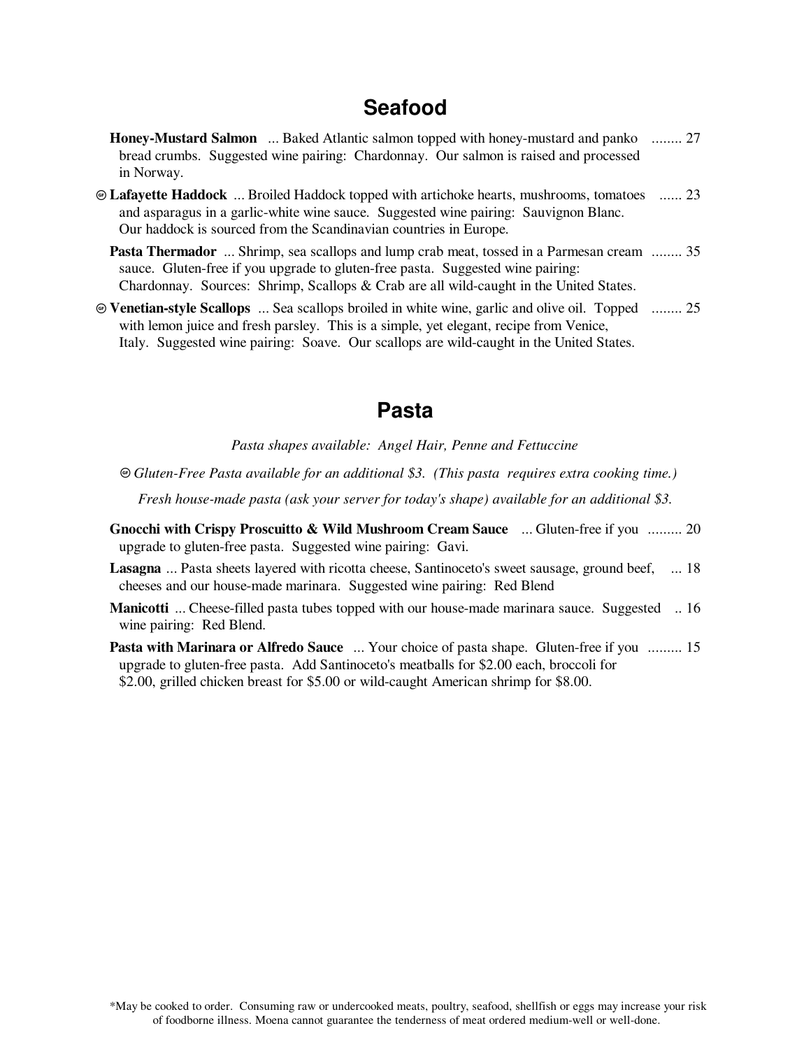## Seafood

**Honey-Mustard Salmon** ... Baked Atlantic salmon topped with honey-mustard and panko bread crumbs. Suggested wine pairing: Chardonnay. Our salmon is raised and processed in Norway. ........ 27

Ⓖ **Lafayette Haddock** ... Broiled Haddock topped with artichoke hearts, mushrooms, tomatoes and asparagus in a garlic-white wine sauce. Suggested wine pairing: Sauvignon Blanc. Our haddock is sourced from the Scandinavian countries in Europe. ...... 23

**Pasta Thermador** ... Shrimp, sea scallops and lump crab meat, tossed in a Parmesan cream sauce. Gluten-free if you upgrade to gluten-free pasta. Suggested wine pairing: Chardonnay. Sources: Shrimp, Scallops & Crab are all wild-caught in the United States. ........ 35

Ⓖ **Venetian-style Scallops** ... Sea scallops broiled in white wine, garlic and olive oil. Topped with lemon juice and fresh parsley. This is a simple, yet elegant, recipe from Venice, Italy. Suggested wine pairing: Soave. Our scallops are wild-caught in the United States. ........ 25

## Pasta

*Pasta shapes available: Angel Hair, Penne and Fettuccine*

Ⓖ *Gluten-Free Pasta available for an additional $3. (This pasta requires extra cooking time.)*

*Fresh house-made pasta (ask your server for today's shape) available for an additional $3.*

**Gnocchi with Crispy Proscuitto & Wild Mushroom Cream Sauce** ... Gluten-free if you upgrade to gluten-free pasta. Suggested wine pairing: Gavi. ......... 20

**Lasagna** ... Pasta sheets layered with ricotta cheese, Santinoceto's sweet sausage, ground beef, cheeses and our house-made marinara. Suggested wine pairing: Red Blend ... 18

**Manicotti** ... Cheese-filled pasta tubes topped with our house-made marinara sauce. Suggested wine pairing: Red Blend. .. 16

**Pasta with Marinara or Alfredo Sauce** ... Your choice of pasta shape. Gluten-free if you upgrade to gluten-free pasta. Add Santinoceto's meatballs for $2.00 each, broccoli for $2.00, grilled chicken breast for $5.00 or wild-caught American shrimp for $8.00. ......... 15

*May be cooked to order. Consuming raw or undercooked meats, poultry, seafood, shellfish or eggs may increase your risk of foodborne illness. Moena cannot guarantee the tenderness of meat ordered medium-well or well-done.